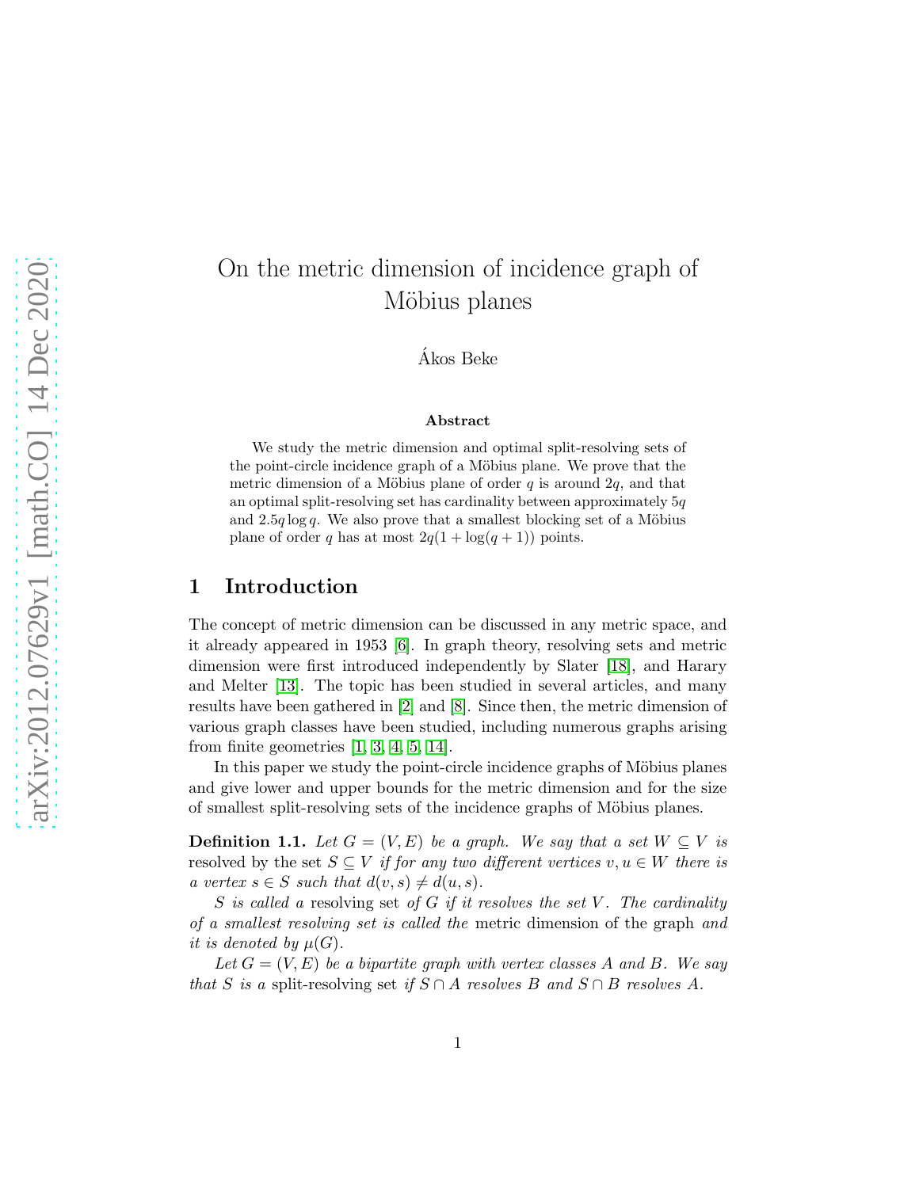# On the metric dimension of incidence graph of Möbius planes

Ákos Beke

### Abstract

We study the metric dimension and optimal split-resolving sets of the point-circle incidence graph of a Möbius plane. We prove that the metric dimension of a Möbius plane of order $q$ is around $2q$, and that an optimal split-resolving set has cardinality between approximately $5q$ and $2.5q \log q$. We also prove that a smallest blocking set of a Möbius plane of order $q$ has at most $2q(1 + \log(q + 1))$ points.

## 1 Introduction

The concept of metric dimension can be discussed in any metric space, and it already appeared in 1953 [6]. In graph theory, resolving sets and metric dimension were first introduced independently by Slater [18], and Harary and Melter [13]. The topic has been studied in several articles, and many results have been gathered in [2] and [8]. Since then, the metric dimension of various graph classes have been studied, including numerous graphs arising from finite geometries [1, 3, 4, 5, 14].

In this paper we study the point-circle incidence graphs of Möbius planes and give lower and upper bounds for the metric dimension and for the size of smallest split-resolving sets of the incidence graphs of Möbius planes.

**Definition 1.1.** *Let $G = (V, E)$ be a graph. We say that a set $W \subseteq V$ is* resolved by the set $S \subseteq V$ *if for any two different vertices $v, u \in W$ there is a vertex $s \in S$ such that $d(v, s) \neq d(u, s)$.*

*$S$ is called a* resolving set *of $G$ if it resolves the set $V$. The cardinality of a smallest resolving set is called the* metric dimension of the graph *and it is denoted by $\mu(G)$.*

*Let $G = (V, E)$ be a bipartite graph with vertex classes $A$ and $B$. We say that $S$ is a* split-resolving set *if $S \cap A$ resolves $B$ and $S \cap B$ resolves $A$.*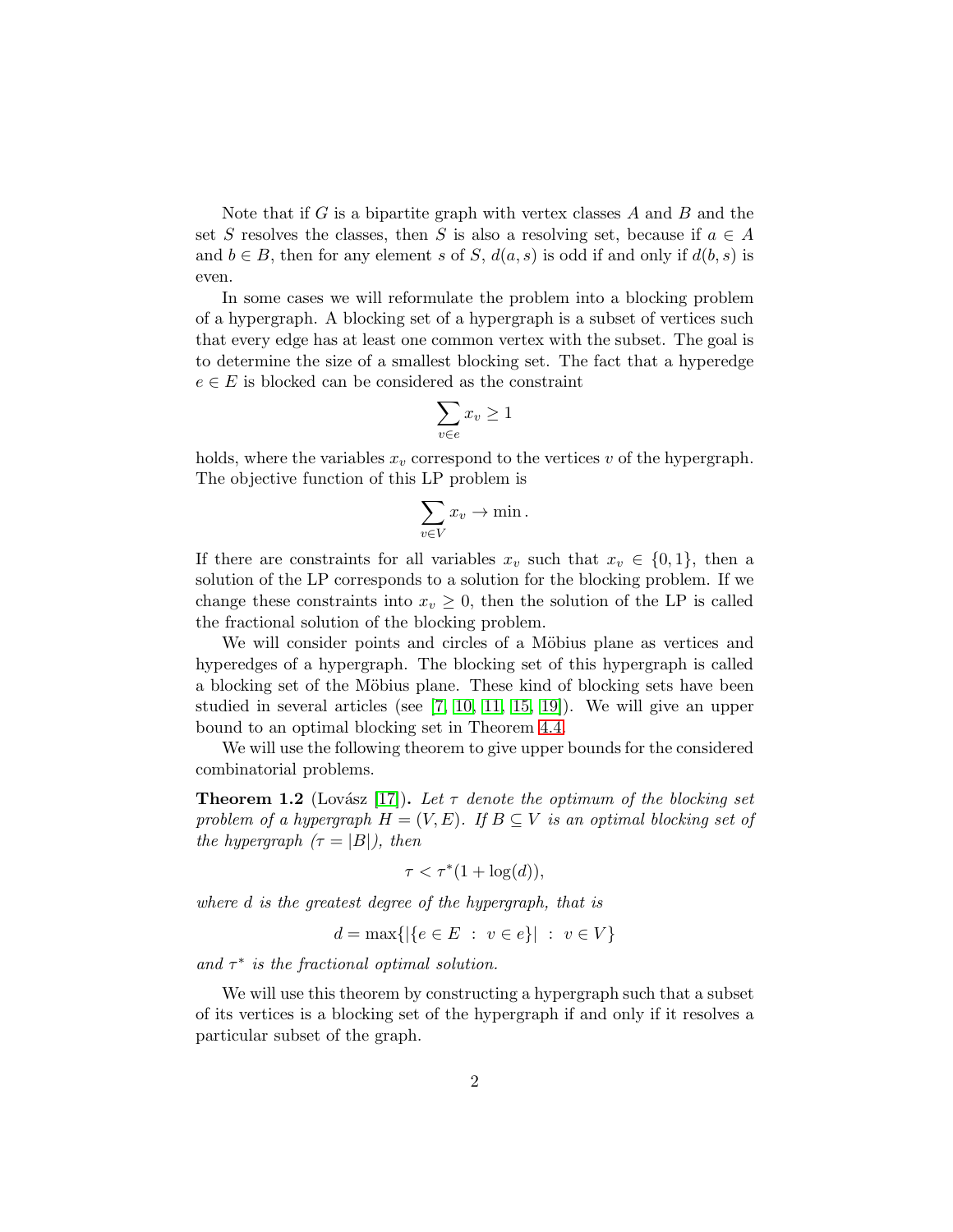Note that if $G$ is a bipartite graph with vertex classes $A$ and $B$ and the set $S$ resolves the classes, then $S$ is also a resolving set, because if $a \in A$ and $b \in B$, then for any element $s$ of $S$, $d(a, s)$ is odd if and only if $d(b, s)$ is even.

In some cases we will reformulate the problem into a blocking problem of a hypergraph. A blocking set of a hypergraph is a subset of vertices such that every edge has at least one common vertex with the subset. The goal is to determine the size of a smallest blocking set. The fact that a hyperedge $e \in E$ is blocked can be considered as the constraint

$$\sum_{v \in e} x_v \geq 1$$

holds, where the variables $x_v$ correspond to the vertices $v$ of the hypergraph. The objective function of this LP problem is

$$\sum_{v \in V} x_v \to \min .$$

If there are constraints for all variables $x_v$ such that $x_v \in \{0, 1\}$, then a solution of the LP corresponds to a solution for the blocking problem. If we change these constraints into $x_v \geq 0$, then the solution of the LP is called the fractional solution of the blocking problem.

We will consider points and circles of a Möbius plane as vertices and hyperedges of a hypergraph. The blocking set of this hypergraph is called a blocking set of the Möbius plane. These kind of blocking sets have been studied in several articles (see [7, 10, 11, 15, 19]). We will give an upper bound to an optimal blocking set in Theorem 4.4.

We will use the following theorem to give upper bounds for the considered combinatorial problems.

**Theorem 1.2** (Lovász [17]). *Let $\tau$ denote the optimum of the blocking set problem of a hypergraph $H = (V, E)$. If $B \subseteq V$ is an optimal blocking set of the hypergraph ($\tau = |B|$), then*

$$\tau < \tau^*(1 + \log(d)),$$

*where $d$ is the greatest degree of the hypergraph, that is*

$$d = \max\{|\{e \in E \ : \ v \in e\}| \ : \ v \in V\}$$

*and $\tau^*$ is the fractional optimal solution.*

We will use this theorem by constructing a hypergraph such that a subset of its vertices is a blocking set of the hypergraph if and only if it resolves a particular subset of the graph.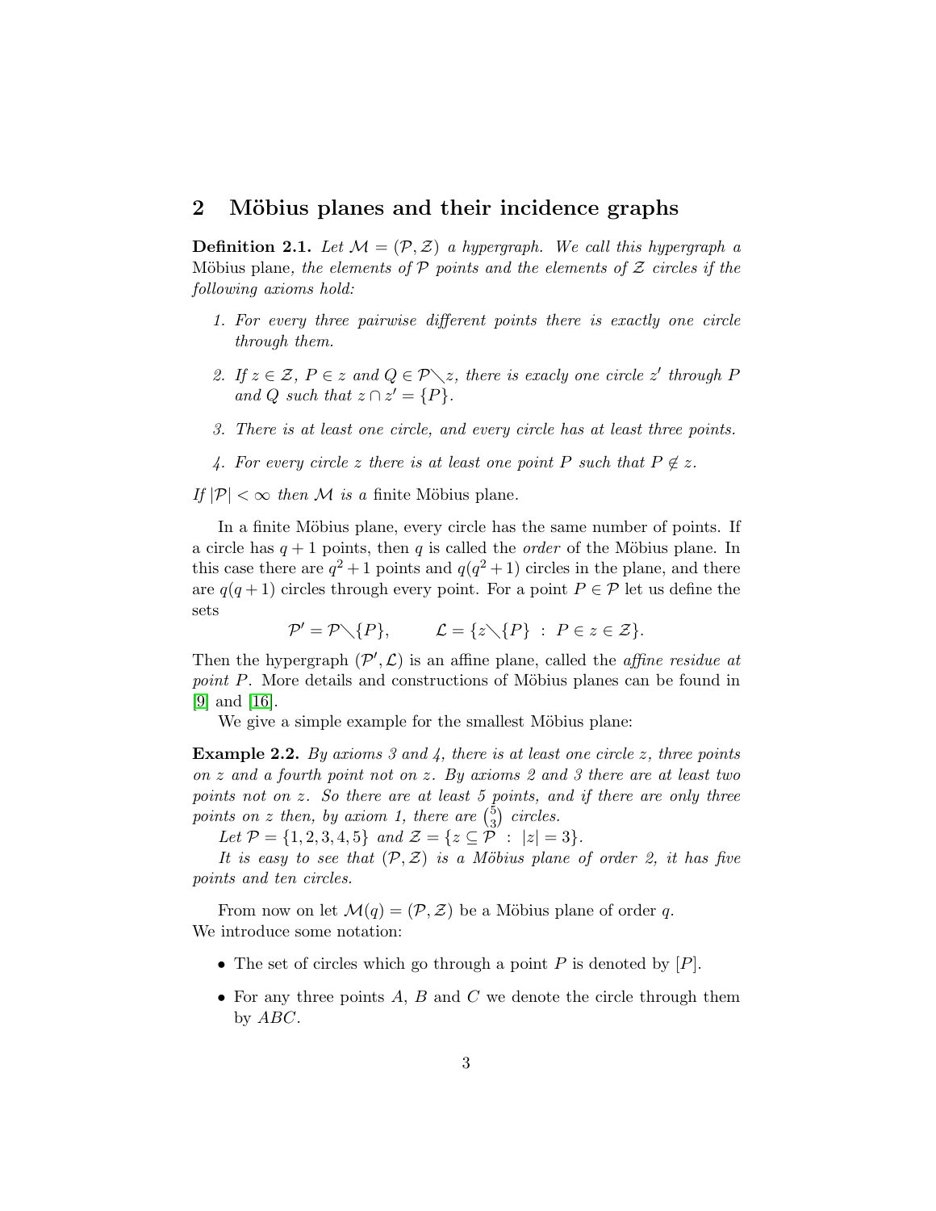## 2 Möbius planes and their incidence graphs

**Definition 2.1.** *Let $\mathcal{M} = (\mathcal{P}, \mathcal{Z})$ a hypergraph. We call this hypergraph a* Möbius plane*, the elements of $\mathcal{P}$ points and the elements of $\mathcal{Z}$ circles if the following axioms hold:*

1. *For every three pairwise different points there is exactly one circle through them.*
2. *If $z \in \mathcal{Z}$, $P \in z$ and $Q \in \mathcal{P} \setminus z$, there is exacly one circle $z'$ through $P$ and $Q$ such that $z \cap z' = \{P\}$.*
3. *There is at least one circle, and every circle has at least three points.*
4. *For every circle $z$ there is at least one point $P$ such that $P \notin z$.*

*If $|\mathcal{P}| < \infty$ then $\mathcal{M}$ is a* finite Möbius plane*.*

In a finite Möbius plane, every circle has the same number of points. If a circle has $q+1$ points, then $q$ is called the *order* of the Möbius plane. In this case there are $q^2+1$ points and $q(q^2+1)$ circles in the plane, and there are $q(q+1)$ circles through every point. For a point $P \in \mathcal{P}$ let us define the sets

$$\mathcal{P}' = \mathcal{P} \setminus \{P\}, \qquad \mathcal{L} = \{z \setminus \{P\} \ : \ P \in z \in \mathcal{Z}\}.$$

Then the hypergraph $(\mathcal{P}', \mathcal{L})$ is an affine plane, called the *affine residue at point $P$*. More details and constructions of Möbius planes can be found in [9] and [16].

We give a simple example for the smallest Möbius plane:

**Example 2.2.** *By axioms 3 and 4, there is at least one circle $z$, three points on $z$ and a fourth point not on $z$. By axioms 2 and 3 there are at least two points not on $z$. So there are at least 5 points, and if there are only three points on $z$ then, by axiom 1, there are $\binom{5}{3}$ circles.*

*Let $\mathcal{P} = \{1, 2, 3, 4, 5\}$ and $\mathcal{Z} = \{z \subseteq \mathcal{P} \ : \ |z| = 3\}$.*

*It is easy to see that $(\mathcal{P}, \mathcal{Z})$ is a Möbius plane of order 2, it has five points and ten circles.*

From now on let $\mathcal{M}(q) = (\mathcal{P}, \mathcal{Z})$ be a Möbius plane of order $q$.
We introduce some notation:

- The set of circles which go through a point $P$ is denoted by $[P]$.
- For any three points $A$, $B$ and $C$ we denote the circle through them by $ABC$.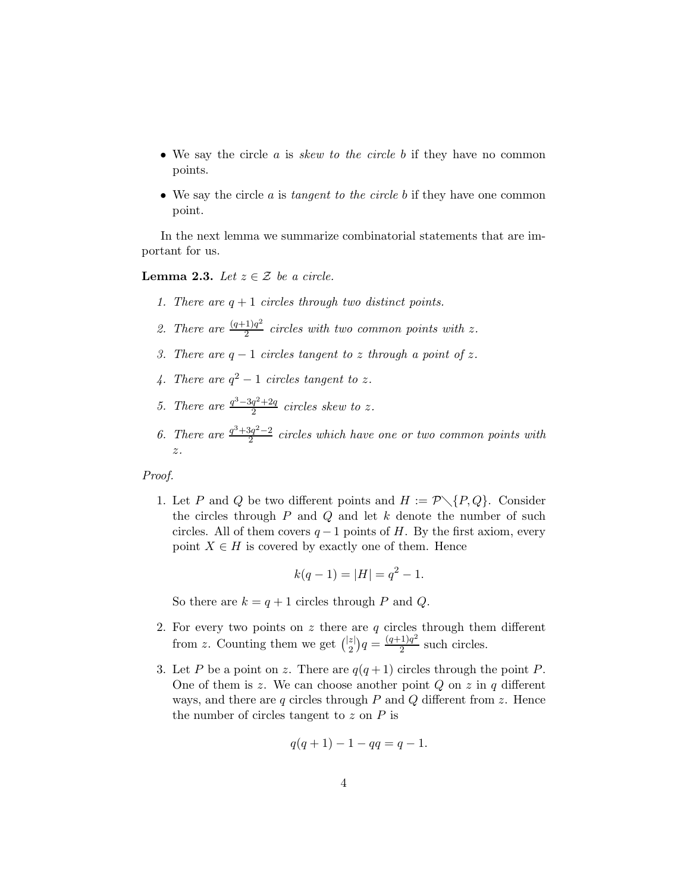- We say the circle $a$ is *skew to the circle* $b$ if they have no common points.
- We say the circle $a$ is *tangent to the circle* $b$ if they have one common point.

In the next lemma we summarize combinatorial statements that are important for us.

**Lemma 2.3.** *Let $z \in \mathcal{Z}$ be a circle.*

1. *There are $q+1$ circles through two distinct points.*
2. *There are $\frac{(q+1)q^2}{2}$ circles with two common points with $z$.*
3. *There are $q-1$ circles tangent to $z$ through a point of $z$.*
4. *There are $q^2-1$ circles tangent to $z$.*
5. *There are $\frac{q^3-3q^2+2q}{2}$ circles skew to $z$.*
6. *There are $\frac{q^3+3q^2-2}{2}$ circles which have one or two common points with $z$.*

*Proof.*

1. Let $P$ and $Q$ be two different points and $H := \mathcal{P} \setminus \{P, Q\}$. Consider the circles through $P$ and $Q$ and let $k$ denote the number of such circles. All of them covers $q-1$ points of $H$. By the first axiom, every point $X \in H$ is covered by exactly one of them. Hence

$$k(q-1) = |H| = q^2 - 1.$$

So there are $k = q+1$ circles through $P$ and $Q$.

2. For every two points on $z$ there are $q$ circles through them different from $z$. Counting them we get $\binom{|z|}{2}q = \frac{(q+1)q^2}{2}$ such circles.

3. Let $P$ be a point on $z$. There are $q(q+1)$ circles through the point $P$. One of them is $z$. We can choose another point $Q$ on $z$ in $q$ different ways, and there are $q$ circles through $P$ and $Q$ different from $z$. Hence the number of circles tangent to $z$ on $P$ is

$$q(q+1) - 1 - qq = q - 1.$$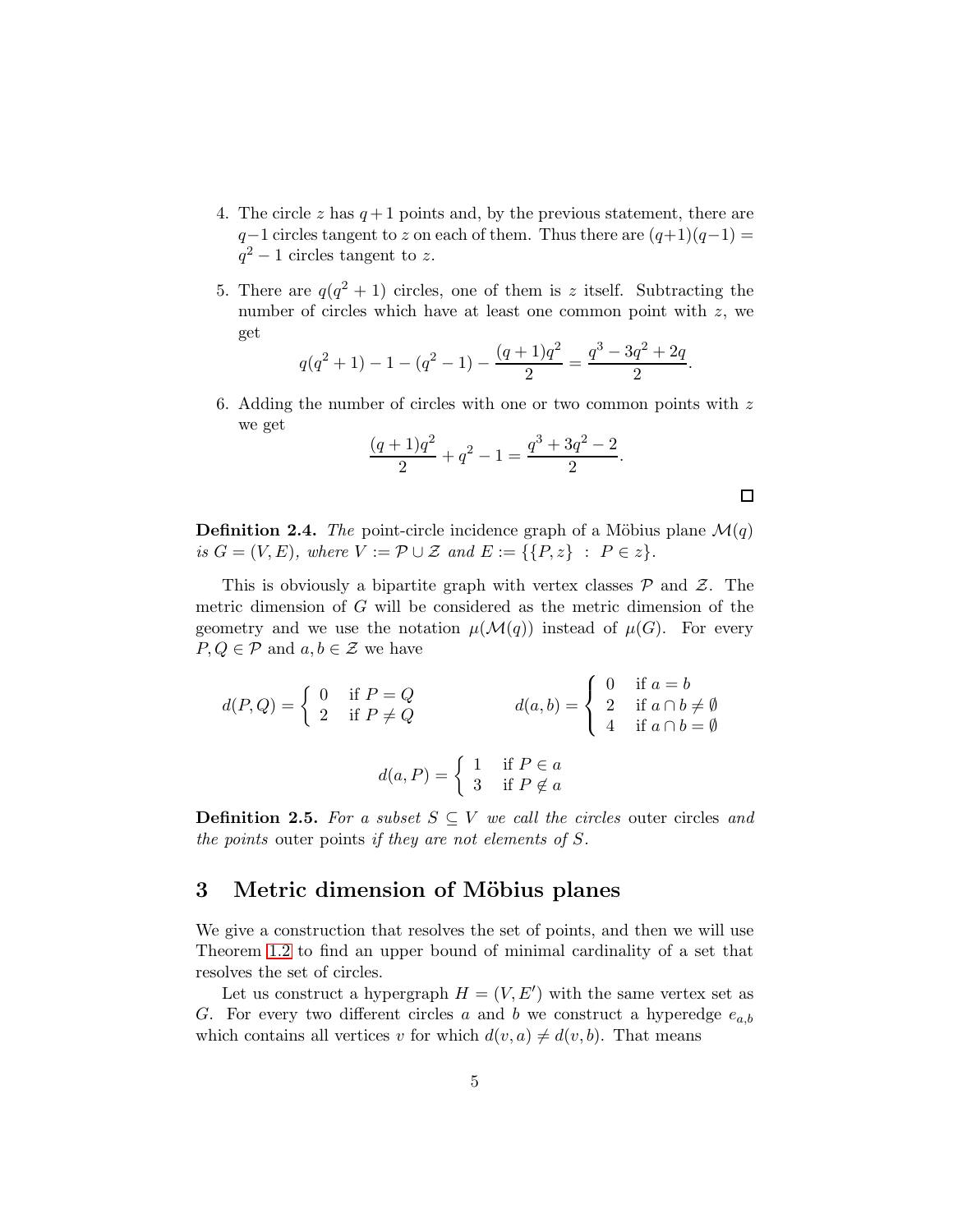4. The circle $z$ has $q+1$ points and, by the previous statement, there are $q-1$ circles tangent to $z$ on each of them. Thus there are $(q+1)(q-1) = q^2 - 1$ circles tangent to $z$.

5. There are $q(q^2+1)$ circles, one of them is $z$ itself. Subtracting the number of circles which have at least one common point with $z$, we get
$$q(q^2+1) - 1 - (q^2-1) - \frac{(q+1)q^2}{2} = \frac{q^3 - 3q^2 + 2q}{2}.$$

6. Adding the number of circles with one or two common points with $z$ we get
$$\frac{(q+1)q^2}{2} + q^2 - 1 = \frac{q^3 + 3q^2 - 2}{2}.$$

□

**Definition 2.4.** *The* point-circle incidence graph of a Möbius plane $\mathcal{M}(q)$ *is* $G = (V, E)$*, where* $V := \mathcal{P} \cup \mathcal{Z}$ *and* $E := \{\{P, z\} \ : \ P \in z\}$*.*

This is obviously a bipartite graph with vertex classes $\mathcal{P}$ and $\mathcal{Z}$. The metric dimension of $G$ will be considered as the metric dimension of the geometry and we use the notation $\mu(\mathcal{M}(q))$ instead of $\mu(G)$. For every $P, Q \in \mathcal{P}$ and $a, b \in \mathcal{Z}$ we have

$$d(P,Q) = \begin{cases} 0 & \text{if } P = Q \\ 2 & \text{if } P \neq Q \end{cases} \qquad d(a,b) = \begin{cases} 0 & \text{if } a = b \\ 2 & \text{if } a \cap b \neq \emptyset \\ 4 & \text{if } a \cap b = \emptyset \end{cases}$$

$$d(a,P) = \begin{cases} 1 & \text{if } P \in a \\ 3 & \text{if } P \notin a \end{cases}$$

**Definition 2.5.** *For a subset* $S \subseteq V$ *we call the circles* outer circles *and the points* outer points *if they are not elements of* $S$*.*

## 3 Metric dimension of Möbius planes

We give a construction that resolves the set of points, and then we will use Theorem 1.2 to find an upper bound of minimal cardinality of a set that resolves the set of circles.

Let us construct a hypergraph $H = (V, E')$ with the same vertex set as $G$. For every two different circles $a$ and $b$ we construct a hyperedge $e_{a,b}$ which contains all vertices $v$ for which $d(v,a) \neq d(v,b)$. That means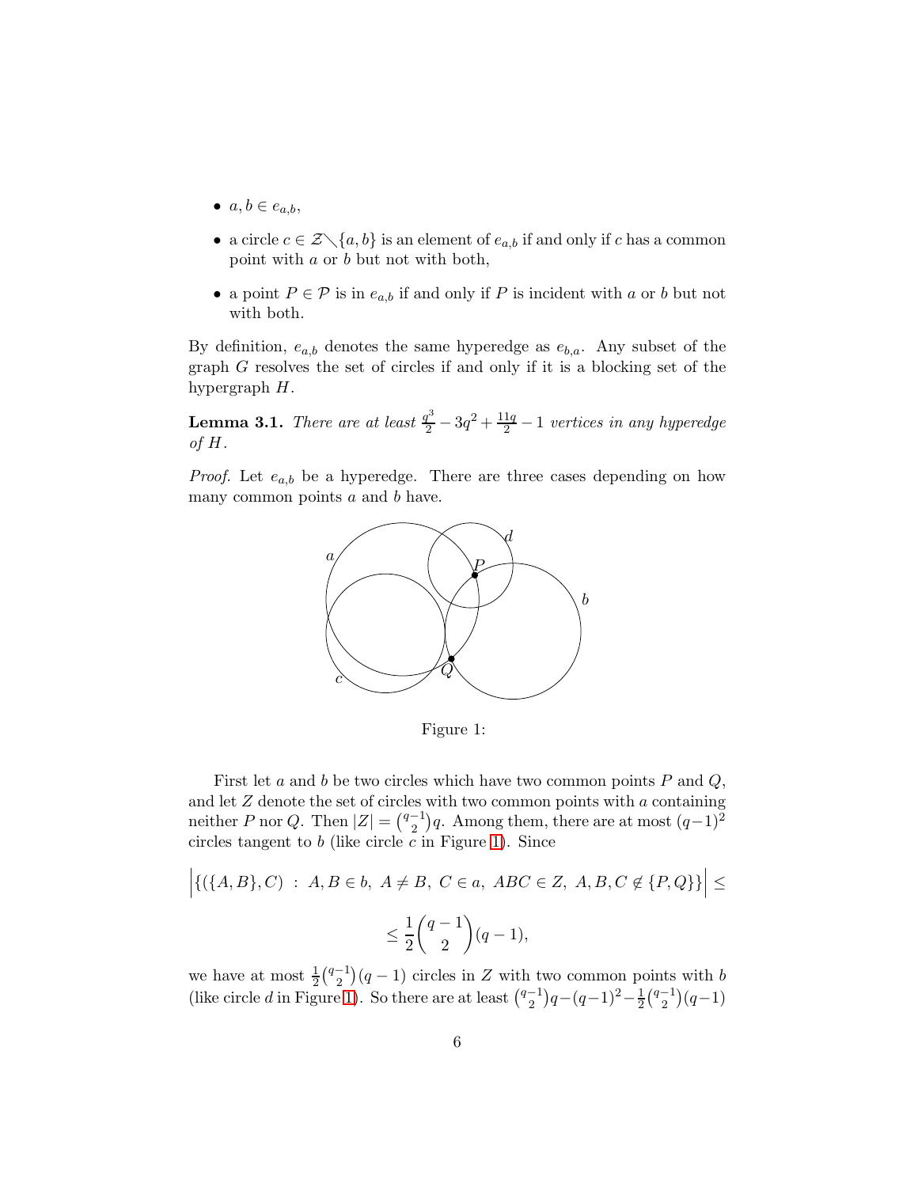- $a, b \in e_{a,b}$,
- a circle $c \in \mathcal{Z} \setminus \{a, b\}$ is an element of $e_{a,b}$ if and only if $c$ has a common point with $a$ or $b$ but not with both,
- a point $P \in \mathcal{P}$ is in $e_{a,b}$ if and only if $P$ is incident with $a$ or $b$ but not with both.

By definition, $e_{a,b}$ denotes the same hyperedge as $e_{b,a}$. Any subset of the graph $G$ resolves the set of circles if and only if it is a blocking set of the hypergraph $H$.

**Lemma 3.1.** *There are at least $\frac{q^3}{2} - 3q^2 + \frac{11q}{2} - 1$ vertices in any hyperedge of $H$.*

*Proof.* Let $e_{a,b}$ be a hyperedge. There are three cases depending on how many common points $a$ and $b$ have.

Figure 1:

First let $a$ and $b$ be two circles which have two common points $P$ and $Q$, and let $Z$ denote the set of circles with two common points with $a$ containing neither $P$ nor $Q$. Then $|Z| = \binom{q-1}{2}q$. Among them, there are at most $(q-1)^2$ circles tangent to $b$ (like circle $c$ in Figure 1). Since

$$\left|\{(\{A, B\}, C) \ : \ A, B \in b, \ A \neq B, \ C \in a, \ ABC \in Z, \ A, B, C \notin \{P, Q\}\}\right| \leq$$

$$\leq \frac{1}{2}\binom{q-1}{2}(q-1),$$

we have at most $\frac{1}{2}\binom{q-1}{2}(q-1)$ circles in $Z$ with two common points with $b$ (like circle $d$ in Figure 1). So there are at least $\binom{q-1}{2}q - (q-1)^2 - \frac{1}{2}\binom{q-1}{2}(q-1)$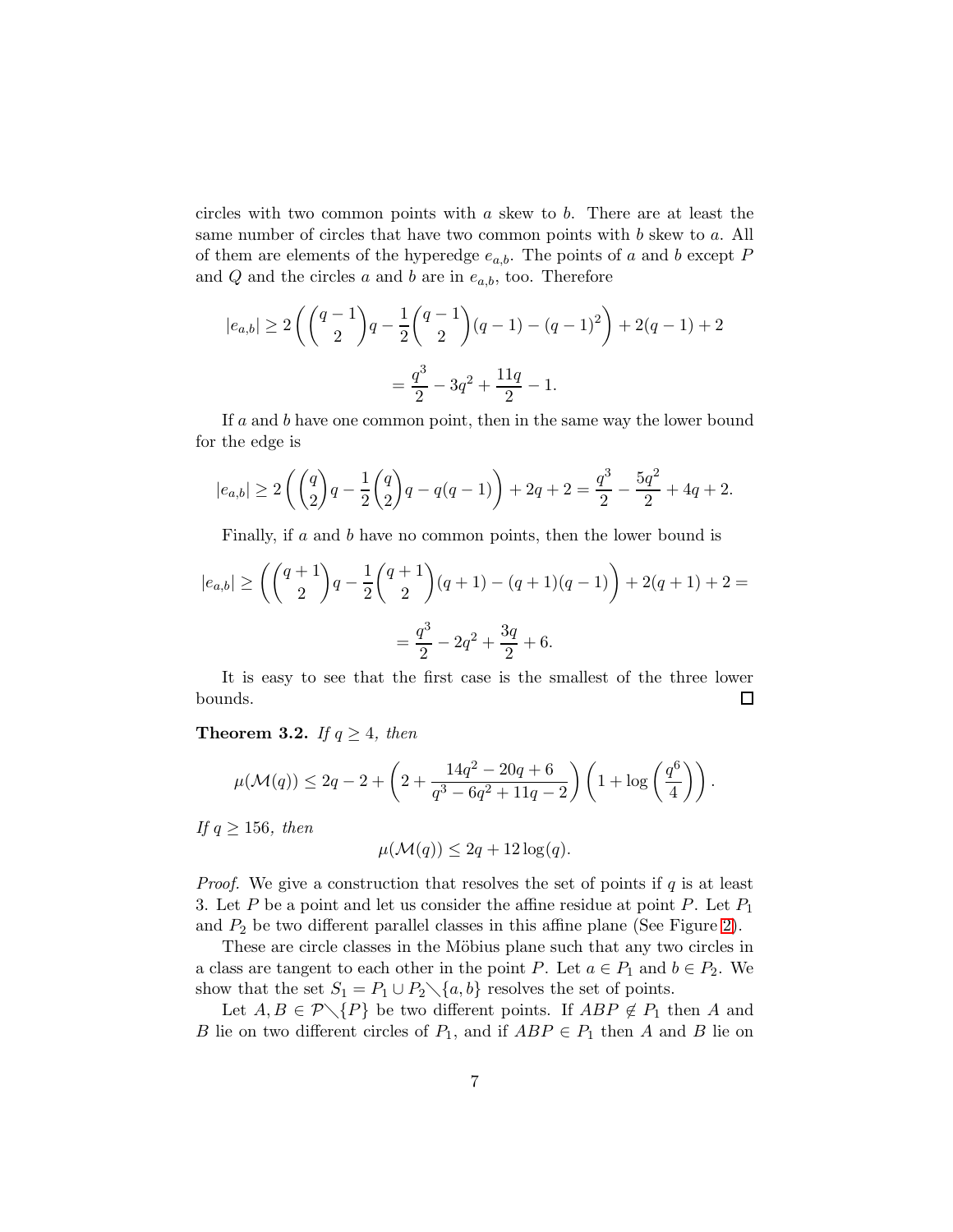circles with two common points with $a$ skew to $b$. There are at least the same number of circles that have two common points with $b$ skew to $a$. All of them are elements of the hyperedge $e_{a,b}$. The points of $a$ and $b$ except $P$ and $Q$ and the circles $a$ and $b$ are in $e_{a,b}$, too. Therefore

$$|e_{a,b}| \geq 2\left(\binom{q-1}{2}q - \frac{1}{2}\binom{q-1}{2}(q-1) - (q-1)^2\right) + 2(q-1) + 2$$

$$= \frac{q^3}{2} - 3q^2 + \frac{11q}{2} - 1.$$

If $a$ and $b$ have one common point, then in the same way the lower bound for the edge is

$$|e_{a,b}| \geq 2\left(\binom{q}{2}q - \frac{1}{2}\binom{q}{2}q - q(q-1)\right) + 2q + 2 = \frac{q^3}{2} - \frac{5q^2}{2} + 4q + 2.$$

Finally, if $a$ and $b$ have no common points, then the lower bound is

$$|e_{a,b}| \geq \left(\binom{q+1}{2}q - \frac{1}{2}\binom{q+1}{2}(q+1) - (q+1)(q-1)\right) + 2(q+1) + 2 =$$

$$= \frac{q^3}{2} - 2q^2 + \frac{3q}{2} + 6.$$

It is easy to see that the first case is the smallest of the three lower bounds. □

**Theorem 3.2.** *If $q \geq 4$, then*

$$\mu(\mathcal{M}(q)) \leq 2q - 2 + \left(2 + \frac{14q^2 - 20q + 6}{q^3 - 6q^2 + 11q - 2}\right)\left(1 + \log\left(\frac{q^6}{4}\right)\right).$$

*If $q \geq 156$, then*

$$\mu(\mathcal{M}(q)) \leq 2q + 12\log(q).$$

*Proof.* We give a construction that resolves the set of points if $q$ is at least 3. Let $P$ be a point and let us consider the affine residue at point $P$. Let $P_1$ and $P_2$ be two different parallel classes in this affine plane (See Figure 2).

These are circle classes in the Möbius plane such that any two circles in a class are tangent to each other in the point $P$. Let $a \in P_1$ and $b \in P_2$. We show that the set $S_1 = P_1 \cup P_2 \setminus \{a, b\}$ resolves the set of points.

Let $A, B \in \mathcal{P} \setminus \{P\}$ be two different points. If $ABP \notin P_1$ then $A$ and $B$ lie on two different circles of $P_1$, and if $ABP \in P_1$ then $A$ and $B$ lie on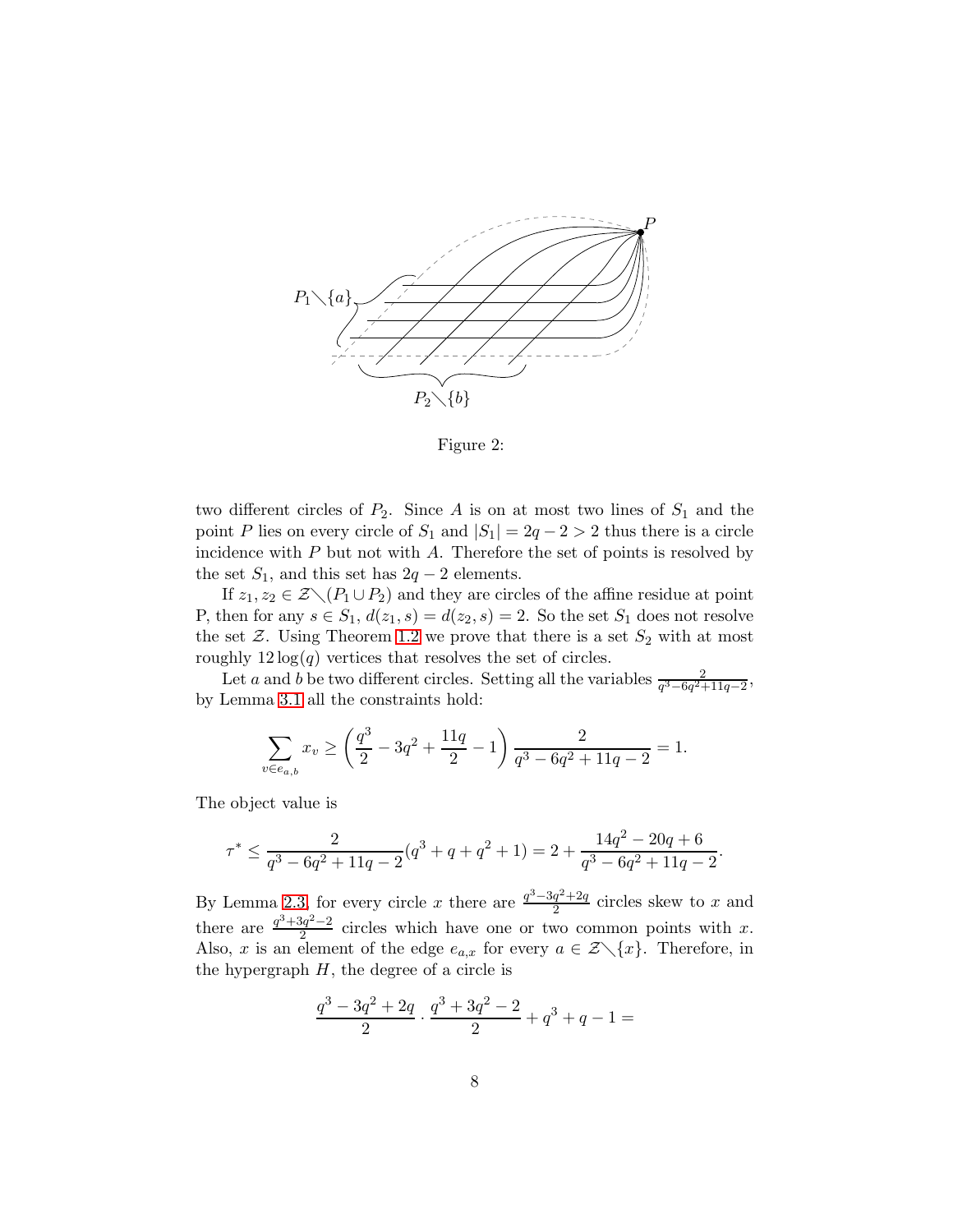Figure 2:

two different circles of $P_2$. Since $A$ is on at most two lines of $S_1$ and the point $P$ lies on every circle of $S_1$ and $|S_1| = 2q - 2 > 2$ thus there is a circle incidence with $P$ but not with $A$. Therefore the set of points is resolved by the set $S_1$, and this set has $2q - 2$ elements.

If $z_1, z_2 \in \mathcal{Z} \setminus (P_1 \cup P_2)$ and they are circles of the affine residue at point P, then for any $s \in S_1$, $d(z_1, s) = d(z_2, s) = 2$. So the set $S_1$ does not resolve the set $\mathcal{Z}$. Using Theorem 1.2 we prove that there is a set $S_2$ with at most roughly $12\log(q)$ vertices that resolves the set of circles.

Let $a$ and $b$ be two different circles. Setting all the variables $\frac{2}{q^3-6q^2+11q-2}$, by Lemma 3.1 all the constraints hold:

$$\sum_{v \in e_{a,b}} x_v \geq \left(\frac{q^3}{2} - 3q^2 + \frac{11q}{2} - 1\right) \frac{2}{q^3 - 6q^2 + 11q - 2} = 1.$$

The object value is

$$\tau^* \leq \frac{2}{q^3 - 6q^2 + 11q - 2}(q^3 + q + q^2 + 1) = 2 + \frac{14q^2 - 20q + 6}{q^3 - 6q^2 + 11q - 2}.$$

By Lemma 2.3, for every circle $x$ there are $\frac{q^3-3q^2+2q}{2}$ circles skew to $x$ and there are $\frac{q^3+3q^2-2}{2}$ circles which have one or two common points with $x$. Also, $x$ is an element of the edge $e_{a,x}$ for every $a \in \mathcal{Z} \setminus \{x\}$. Therefore, in the hypergraph $H$, the degree of a circle is

$$\frac{q^3 - 3q^2 + 2q}{2} \cdot \frac{q^3 + 3q^2 - 2}{2} + q^3 + q - 1 =$$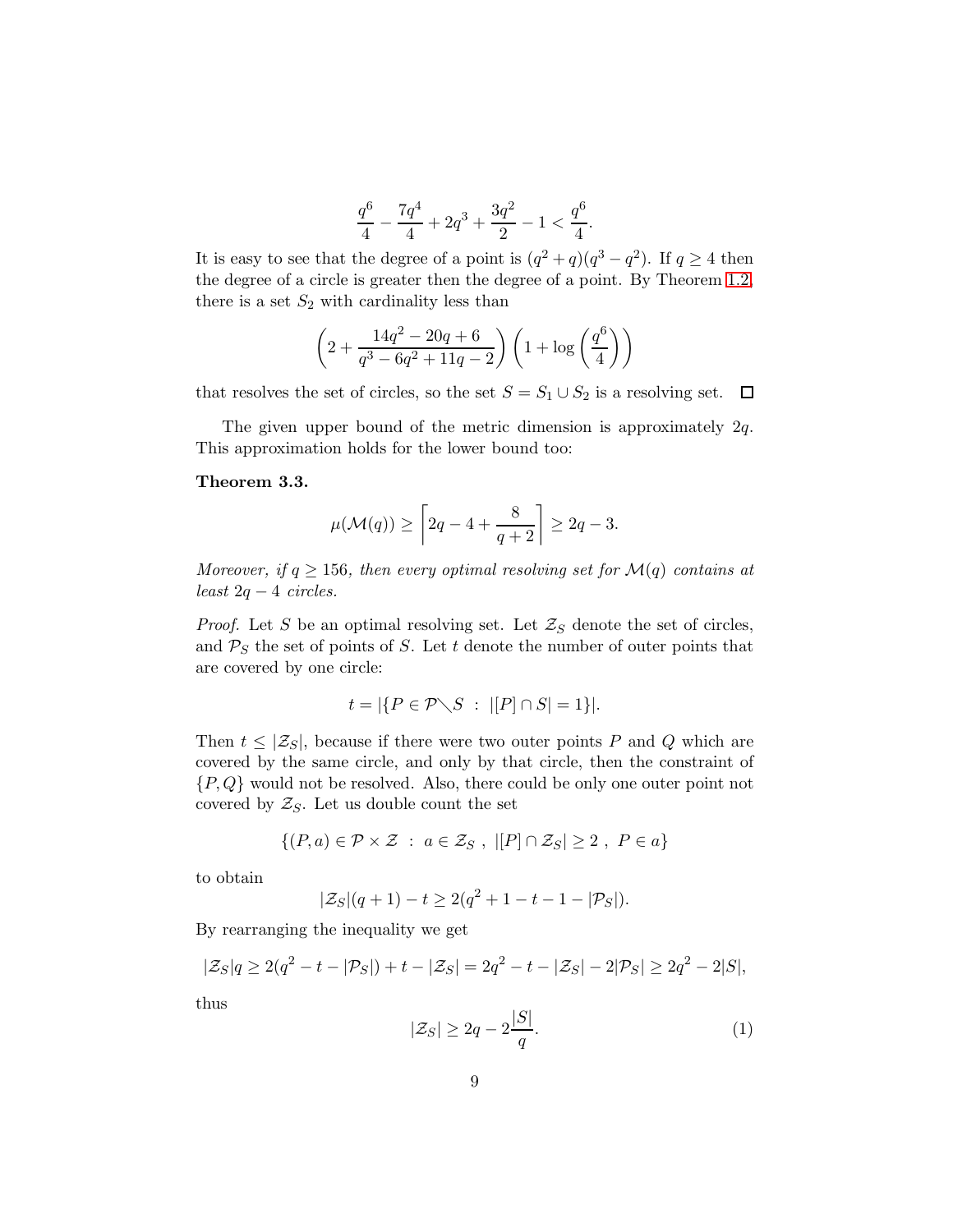$$\frac{q^6}{4} - \frac{7q^4}{4} + 2q^3 + \frac{3q^2}{2} - 1 < \frac{q^6}{4}.$$

It is easy to see that the degree of a point is $(q^2+q)(q^3-q^2)$. If $q \geq 4$ then the degree of a circle is greater then the degree of a point. By Theorem 1.2, there is a set $S_2$ with cardinality less than

$$\left(2 + \frac{14q^2 - 20q + 6}{q^3 - 6q^2 + 11q - 2}\right)\left(1 + \log\left(\frac{q^6}{4}\right)\right)$$

that resolves the set of circles, so the set $S = S_1 \cup S_2$ is a resolving set. □

The given upper bound of the metric dimension is approximately $2q$. This approximation holds for the lower bound too:

**Theorem 3.3.**

$$\mu(\mathcal{M}(q)) \geq \left\lceil 2q - 4 + \frac{8}{q+2} \right\rceil \geq 2q - 3.$$

*Moreover, if $q \geq 156$, then every optimal resolving set for $\mathcal{M}(q)$ contains at least $2q - 4$ circles.*

*Proof.* Let $S$ be an optimal resolving set. Let $\mathcal{Z}_S$ denote the set of circles, and $\mathcal{P}_S$ the set of points of $S$. Let $t$ denote the number of outer points that are covered by one circle:

$$t = |\{P \in \mathcal{P} \setminus S \ : \ |[P] \cap S| = 1\}|.$$

Then $t \leq |\mathcal{Z}_S|$, because if there were two outer points $P$ and $Q$ which are covered by the same circle, and only by that circle, then the constraint of $\{P, Q\}$ would not be resolved. Also, there could be only one outer point not covered by $\mathcal{Z}_S$. Let us double count the set

$$\{(P, a) \in \mathcal{P} \times \mathcal{Z} \ : \ a \in \mathcal{Z}_S \ , \ |[P] \cap \mathcal{Z}_S| \geq 2 \ , \ P \in a\}$$

to obtain

$$|\mathcal{Z}_S|(q+1) - t \geq 2(q^2 + 1 - t - 1 - |\mathcal{P}_S|).$$

By rearranging the inequality we get

$$|\mathcal{Z}_S|q \geq 2(q^2 - t - |\mathcal{P}_S|) + t - |\mathcal{Z}_S| = 2q^2 - t - |\mathcal{Z}_S| - 2|\mathcal{P}_S| \geq 2q^2 - 2|S|,$$

thus

$$|\mathcal{Z}_S| \geq 2q - 2\frac{|S|}{q}. \tag{1}$$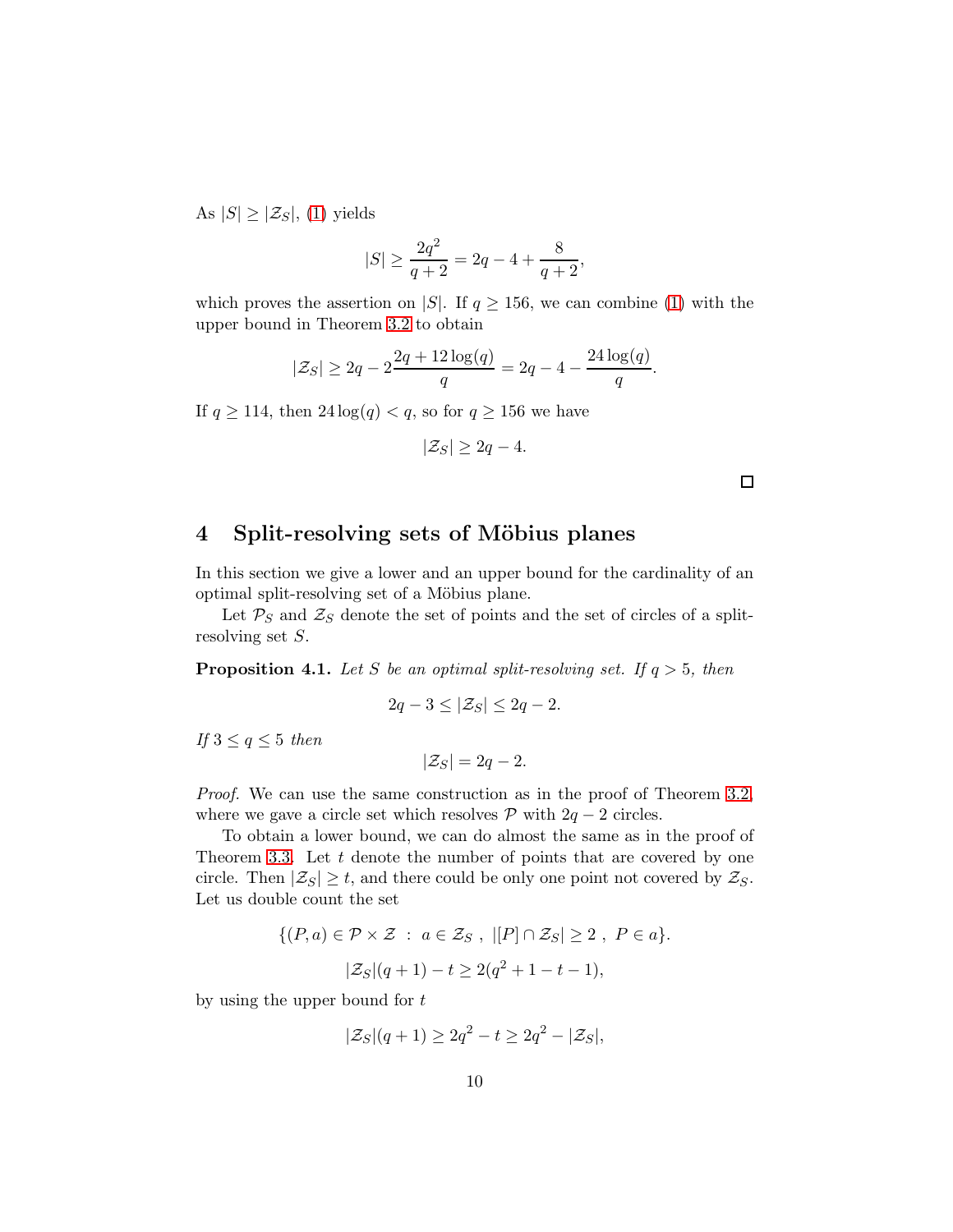As $|S| \geq |\mathcal{Z}_S|$, (1) yields

$$|S| \geq \frac{2q^2}{q+2} = 2q - 4 + \frac{8}{q+2},$$

which proves the assertion on $|S|$. If $q \geq 156$, we can combine (1) with the upper bound in Theorem 3.2 to obtain

$$|\mathcal{Z}_S| \geq 2q - 2\frac{2q + 12\log(q)}{q} = 2q - 4 - \frac{24\log(q)}{q}.$$

If $q \geq 114$, then $24\log(q) < q$, so for $q \geq 156$ we have

$$|\mathcal{Z}_S| \geq 2q - 4.$$

□

## 4 Split-resolving sets of Möbius planes

In this section we give a lower and an upper bound for the cardinality of an optimal split-resolving set of a Möbius plane.

Let $\mathcal{P}_S$ and $\mathcal{Z}_S$ denote the set of points and the set of circles of a split-resolving set $S$.

**Proposition 4.1.** *Let $S$ be an optimal split-resolving set. If $q > 5$, then*

$$2q - 3 \leq |\mathcal{Z}_S| \leq 2q - 2.$$

*If $3 \leq q \leq 5$ then*

$$|\mathcal{Z}_S| = 2q - 2.$$

*Proof.* We can use the same construction as in the proof of Theorem 3.2, where we gave a circle set which resolves $\mathcal{P}$ with $2q - 2$ circles.

To obtain a lower bound, we can do almost the same as in the proof of Theorem 3.3. Let $t$ denote the number of points that are covered by one circle. Then $|\mathcal{Z}_S| \geq t$, and there could be only one point not covered by $\mathcal{Z}_S$. Let us double count the set

$$\{(P, a) \in \mathcal{P} \times \mathcal{Z} \ : \ a \in \mathcal{Z}_S \ , \ |[P] \cap \mathcal{Z}_S| \geq 2 \ , \ P \in a\}.$$

$$|\mathcal{Z}_S|(q+1) - t \geq 2(q^2 + 1 - t - 1),$$

by using the upper bound for $t$

$$|\mathcal{Z}_S|(q+1) \geq 2q^2 - t \geq 2q^2 - |\mathcal{Z}_S|,$$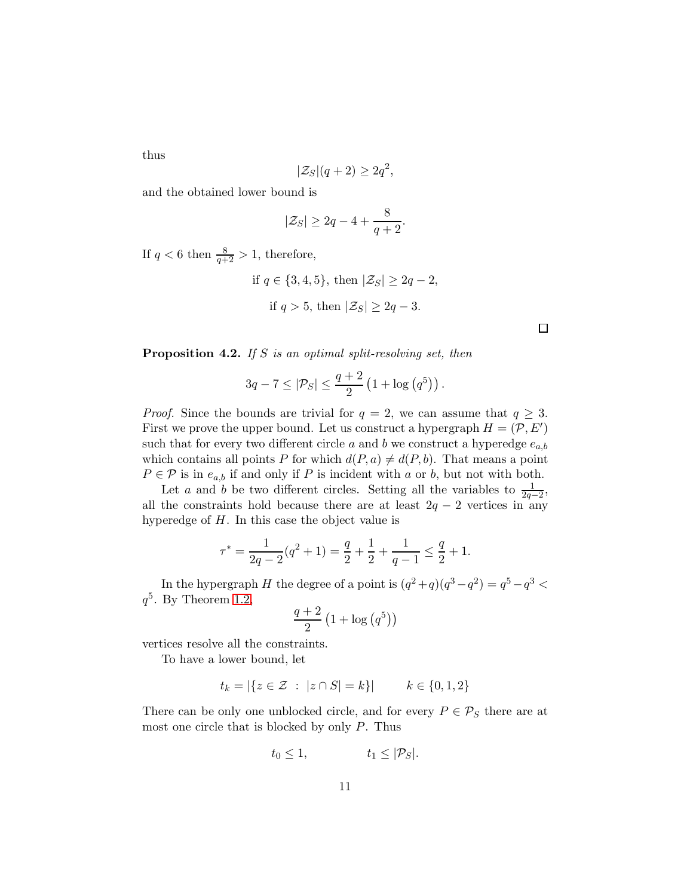thus

$$|\mathcal{Z}_S|(q+2) \geq 2q^2,$$

and the obtained lower bound is

$$|\mathcal{Z}_S| \geq 2q - 4 + \frac{8}{q+2}.$$

If $q < 6$ then $\frac{8}{q+2} > 1$, therefore,

$$\text{if } q \in \{3,4,5\}, \text{ then } |\mathcal{Z}_S| \geq 2q-2,$$

$$\text{if } q > 5, \text{ then } |\mathcal{Z}_S| \geq 2q-3.$$

□

**Proposition 4.2.** *If $S$ is an optimal split-resolving set, then*

$$3q - 7 \leq |\mathcal{P}_S| \leq \frac{q+2}{2}\left(1 + \log\left(q^5\right)\right).$$

*Proof.* Since the bounds are trivial for $q = 2$, we can assume that $q \geq 3$. First we prove the upper bound. Let us construct a hypergraph $H = (\mathcal{P}, E')$ such that for every two different circle $a$ and $b$ we construct a hyperedge $e_{a,b}$ which contains all points $P$ for which $d(P,a) \neq d(P,b)$. That means a point $P \in \mathcal{P}$ is in $e_{a,b}$ if and only if $P$ is incident with $a$ or $b$, but not with both.

Let $a$ and $b$ be two different circles. Setting all the variables to $\frac{1}{2q-2}$, all the constraints hold because there are at least $2q-2$ vertices in any hyperedge of $H$. In this case the object value is

$$\tau^* = \frac{1}{2q-2}(q^2+1) = \frac{q}{2} + \frac{1}{2} + \frac{1}{q-1} \leq \frac{q}{2} + 1.$$

In the hypergraph $H$ the degree of a point is $(q^2+q)(q^3-q^2) = q^5 - q^3 < q^5$. By Theorem 1.2,

$$\frac{q+2}{2}\left(1 + \log\left(q^5\right)\right)$$

vertices resolve all the constraints.

To have a lower bound, let

$$t_k = |\{z \in \mathcal{Z} \ : \ |z \cap S| = k\}| \qquad k \in \{0,1,2\}$$

There can be only one unblocked circle, and for every $P \in \mathcal{P}_S$ there are at most one circle that is blocked by only $P$. Thus

$$t_0 \leq 1, \qquad\qquad t_1 \leq |\mathcal{P}_S|.$$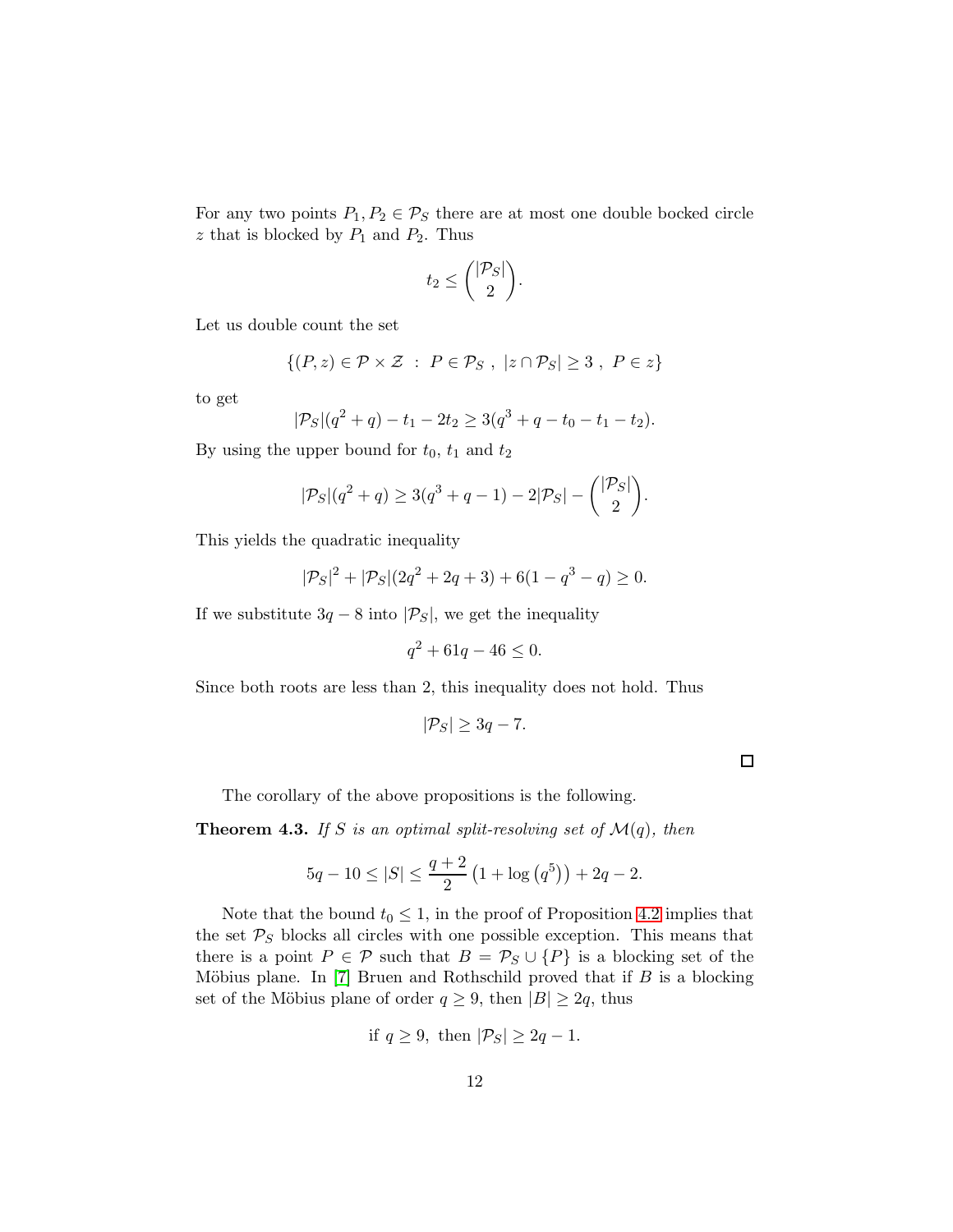For any two points $P_1, P_2 \in \mathcal{P}_S$ there are at most one double bocked circle $z$ that is blocked by $P_1$ and $P_2$. Thus

$$t_2 \leq \binom{|\mathcal{P}_S|}{2}.$$

Let us double count the set

$$\{(P, z) \in \mathcal{P} \times \mathcal{Z} \ : \ P \in \mathcal{P}_S \ , \ |z \cap \mathcal{P}_S| \geq 3 \ , \ P \in z\}$$

to get

$$|\mathcal{P}_S|(q^2 + q) - t_1 - 2t_2 \geq 3(q^3 + q - t_0 - t_1 - t_2).$$

By using the upper bound for $t_0$, $t_1$ and $t_2$

$$|\mathcal{P}_S|(q^2 + q) \geq 3(q^3 + q - 1) - 2|\mathcal{P}_S| - \binom{|\mathcal{P}_S|}{2}.$$

This yields the quadratic inequality

$$|\mathcal{P}_S|^2 + |\mathcal{P}_S|(2q^2 + 2q + 3) + 6(1 - q^3 - q) \geq 0.$$

If we substitute $3q - 8$ into $|\mathcal{P}_S|$, we get the inequality

$$q^2 + 61q - 46 \leq 0.$$

Since both roots are less than 2, this inequality does not hold. Thus

$$|\mathcal{P}_S| \geq 3q - 7.$$

□

The corollary of the above propositions is the following.

**Theorem 4.3.** *If $S$ is an optimal split-resolving set of $\mathcal{M}(q)$, then*

$$5q - 10 \leq |S| \leq \frac{q+2}{2}\left(1 + \log\left(q^5\right)\right) + 2q - 2.$$

Note that the bound $t_0 \leq 1$, in the proof of Proposition 4.2 implies that the set $\mathcal{P}_S$ blocks all circles with one possible exception. This means that there is a point $P \in \mathcal{P}$ such that $B = \mathcal{P}_S \cup \{P\}$ is a blocking set of the Möbius plane. In [7] Bruen and Rothschild proved that if $B$ is a blocking set of the Möbius plane of order $q \geq 9$, then $|B| \geq 2q$, thus

$$\text{if } q \geq 9, \text{ then } |\mathcal{P}_S| \geq 2q - 1.$$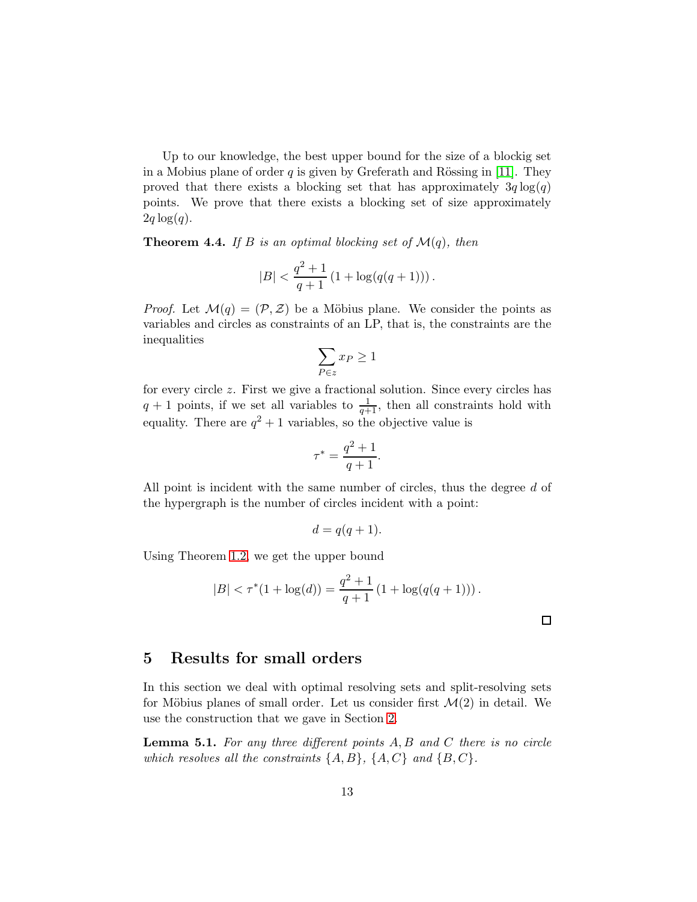Up to our knowledge, the best upper bound for the size of a blockig set in a Mobius plane of order $q$ is given by Greferath and Rössing in [11]. They proved that there exists a blocking set that has approximately $3q\log(q)$ points. We prove that there exists a blocking set of size approximately $2q\log(q)$.

**Theorem 4.4.** *If $B$ is an optimal blocking set of $\mathcal{M}(q)$, then*

$$|B| < \frac{q^2+1}{q+1}\left(1+\log(q(q+1))\right).$$

*Proof.* Let $\mathcal{M}(q) = (\mathcal{P}, \mathcal{Z})$ be a Möbius plane. We consider the points as variables and circles as constraints of an LP, that is, the constraints are the inequalities

$$\sum_{P\in z} x_P \geq 1$$

for every circle $z$. First we give a fractional solution. Since every circles has $q+1$ points, if we set all variables to $\frac{1}{q+1}$, then all constraints hold with equality. There are $q^2+1$ variables, so the objective value is

$$\tau^* = \frac{q^2+1}{q+1}.$$

All point is incident with the same number of circles, thus the degree $d$ of the hypergraph is the number of circles incident with a point:

$$d = q(q+1).$$

Using Theorem 1.2, we get the upper bound

$$|B| < \tau^*(1+\log(d)) = \frac{q^2+1}{q+1}\left(1+\log(q(q+1))\right).$$

□

## 5 Results for small orders

In this section we deal with optimal resolving sets and split-resolving sets for Möbius planes of small order. Let us consider first $\mathcal{M}(2)$ in detail. We use the construction that we gave in Section 2.

**Lemma 5.1.** *For any three different points $A, B$ and $C$ there is no circle which resolves all the constraints $\{A, B\}$, $\{A, C\}$ and $\{B, C\}$.*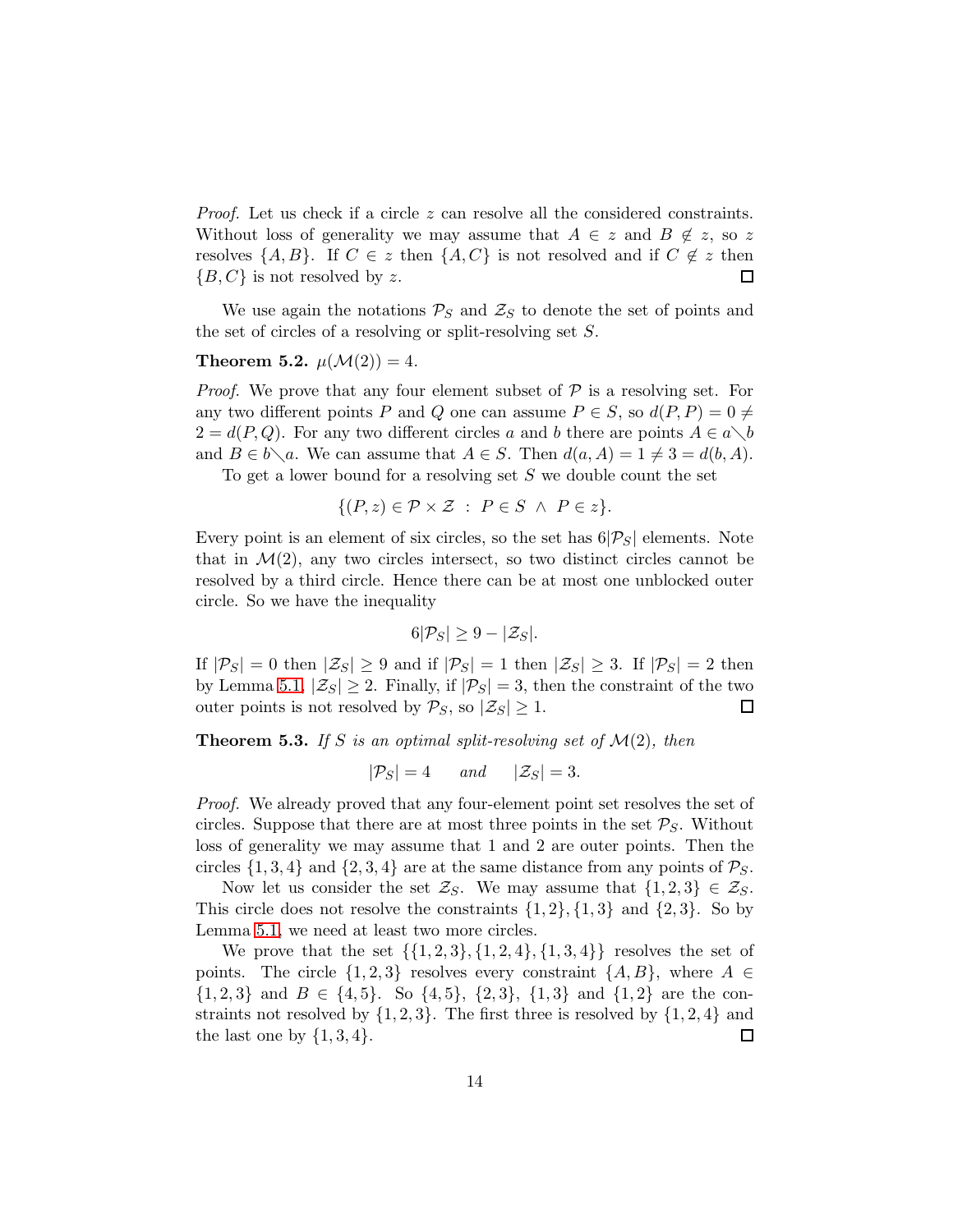*Proof.* Let us check if a circle $z$ can resolve all the considered constraints. Without loss of generality we may assume that $A \in z$ and $B \notin z$, so $z$ resolves $\{A, B\}$. If $C \in z$ then $\{A, C\}$ is not resolved and if $C \notin z$ then $\{B, C\}$ is not resolved by $z$. □

We use again the notations $\mathcal{P}_S$ and $\mathcal{Z}_S$ to denote the set of points and the set of circles of a resolving or split-resolving set $S$.

**Theorem 5.2.** $\mu(\mathcal{M}(2)) = 4$.

*Proof.* We prove that any four element subset of $\mathcal{P}$ is a resolving set. For any two different points $P$ and $Q$ one can assume $P \in S$, so $d(P, P) = 0 \neq 2 = d(P, Q)$. For any two different circles $a$ and $b$ there are points $A \in a \setminus b$ and $B \in b \setminus a$. We can assume that $A \in S$. Then $d(a, A) = 1 \neq 3 = d(b, A)$.

To get a lower bound for a resolving set $S$ we double count the set

$$\{(P, z) \in \mathcal{P} \times \mathcal{Z} \; : \; P \in S \; \wedge \; P \in z\}.$$

Every point is an element of six circles, so the set has $6|\mathcal{P}_S|$ elements. Note that in $\mathcal{M}(2)$, any two circles intersect, so two distinct circles cannot be resolved by a third circle. Hence there can be at most one unblocked outer circle. So we have the inequality

$$6|\mathcal{P}_S| \geq 9 - |\mathcal{Z}_S|.$$

If $|\mathcal{P}_S| = 0$ then $|\mathcal{Z}_S| \geq 9$ and if $|\mathcal{P}_S| = 1$ then $|\mathcal{Z}_S| \geq 3$. If $|\mathcal{P}_S| = 2$ then by Lemma 5.1, $|\mathcal{Z}_S| \geq 2$. Finally, if $|\mathcal{P}_S| = 3$, then the constraint of the two outer points is not resolved by $\mathcal{P}_S$, so $|\mathcal{Z}_S| \geq 1$. □

**Theorem 5.3.** *If $S$ is an optimal split-resolving set of $\mathcal{M}(2)$, then*

$$|\mathcal{P}_S| = 4 \qquad \text{and} \qquad |\mathcal{Z}_S| = 3.$$

*Proof.* We already proved that any four-element point set resolves the set of circles. Suppose that there are at most three points in the set $\mathcal{P}_S$. Without loss of generality we may assume that 1 and 2 are outer points. Then the circles $\{1, 3, 4\}$ and $\{2, 3, 4\}$ are at the same distance from any points of $\mathcal{P}_S$.

Now let us consider the set $\mathcal{Z}_S$. We may assume that $\{1, 2, 3\} \in \mathcal{Z}_S$. This circle does not resolve the constraints $\{1, 2\}, \{1, 3\}$ and $\{2, 3\}$. So by Lemma 5.1, we need at least two more circles.

We prove that the set $\{\{1, 2, 3\}, \{1, 2, 4\}, \{1, 3, 4\}\}$ resolves the set of points. The circle $\{1, 2, 3\}$ resolves every constraint $\{A, B\}$, where $A \in \{1, 2, 3\}$ and $B \in \{4, 5\}$. So $\{4, 5\}$, $\{2, 3\}$, $\{1, 3\}$ and $\{1, 2\}$ are the constraints not resolved by $\{1, 2, 3\}$. The first three is resolved by $\{1, 2, 4\}$ and the last one by $\{1, 3, 4\}$. □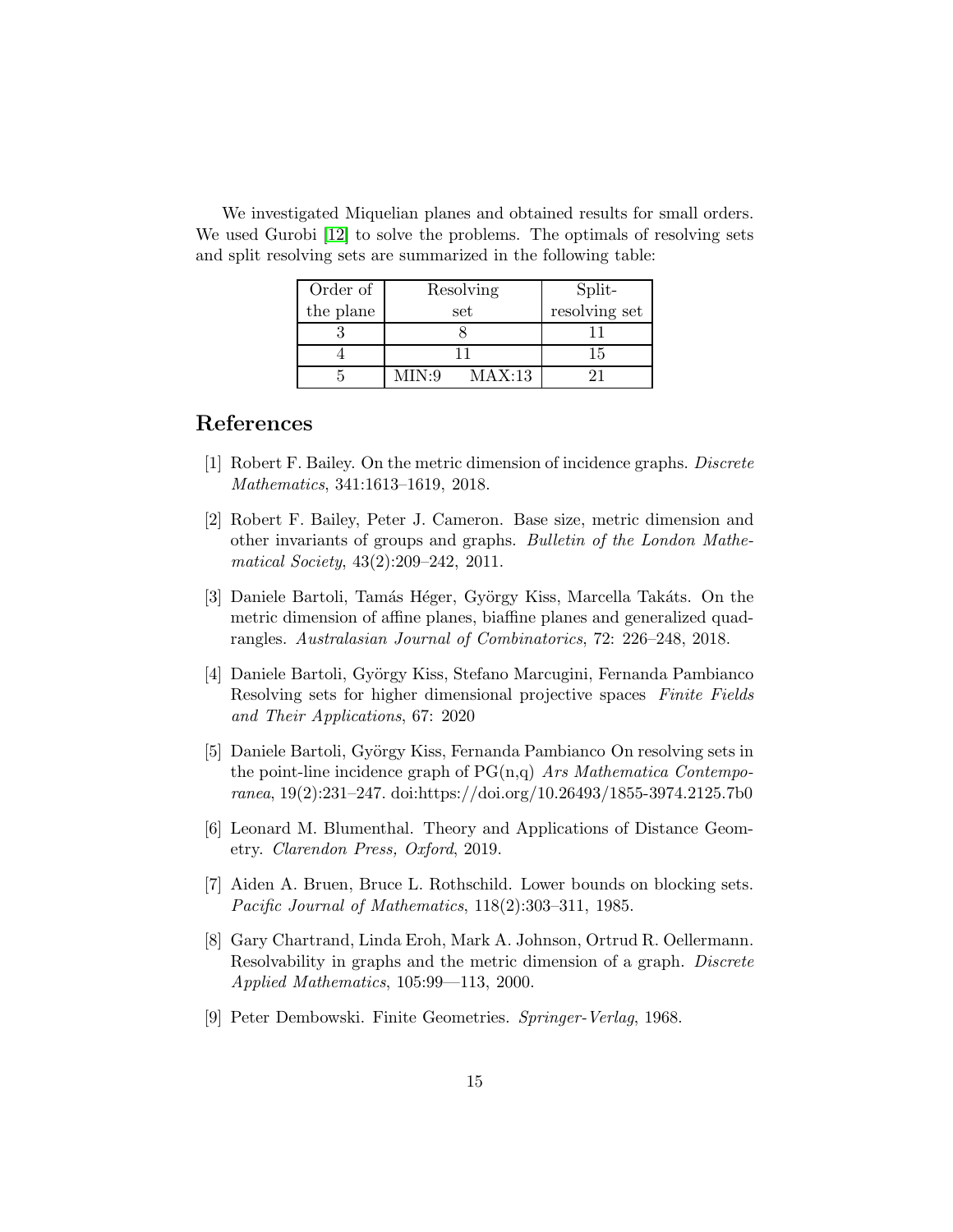We investigated Miquelian planes and obtained results for small orders. We used Gurobi [12] to solve the problems. The optimals of resolving sets and split resolving sets are summarized in the following table:

| Order of the plane | Resolving set | Split-resolving set |
|---|---|---|
| 3 | 8 | 11 |
| 4 | 11 | 15 |
| 5 | MIN:9 MAX:13 | 21 |

## References

[1] Robert F. Bailey. On the metric dimension of incidence graphs. *Discrete Mathematics*, 341:1613–1619, 2018.

[2] Robert F. Bailey, Peter J. Cameron. Base size, metric dimension and other invariants of groups and graphs. *Bulletin of the London Mathematical Society*, 43(2):209–242, 2011.

[3] Daniele Bartoli, Tamás Héger, György Kiss, Marcella Takáts. On the metric dimension of affine planes, biaffine planes and generalized quadrangles. *Australasian Journal of Combinatorics*, 72: 226–248, 2018.

[4] Daniele Bartoli, György Kiss, Stefano Marcugini, Fernanda Pambianco Resolving sets for higher dimensional projective spaces *Finite Fields and Their Applications*, 67: 2020

[5] Daniele Bartoli, György Kiss, Fernanda Pambianco On resolving sets in the point-line incidence graph of PG(n,q) *Ars Mathematica Contemporanea*, 19(2):231–247. doi:https://doi.org/10.26493/1855-3974.2125.7b0

[6] Leonard M. Blumenthal. Theory and Applications of Distance Geometry. *Clarendon Press, Oxford*, 2019.

[7] Aiden A. Bruen, Bruce L. Rothschild. Lower bounds on blocking sets. *Pacific Journal of Mathematics*, 118(2):303–311, 1985.

[8] Gary Chartrand, Linda Eroh, Mark A. Johnson, Ortrud R. Oellermann. Resolvability in graphs and the metric dimension of a graph. *Discrete Applied Mathematics*, 105:99—113, 2000.

[9] Peter Dembowski. Finite Geometries. *Springer-Verlag*, 1968.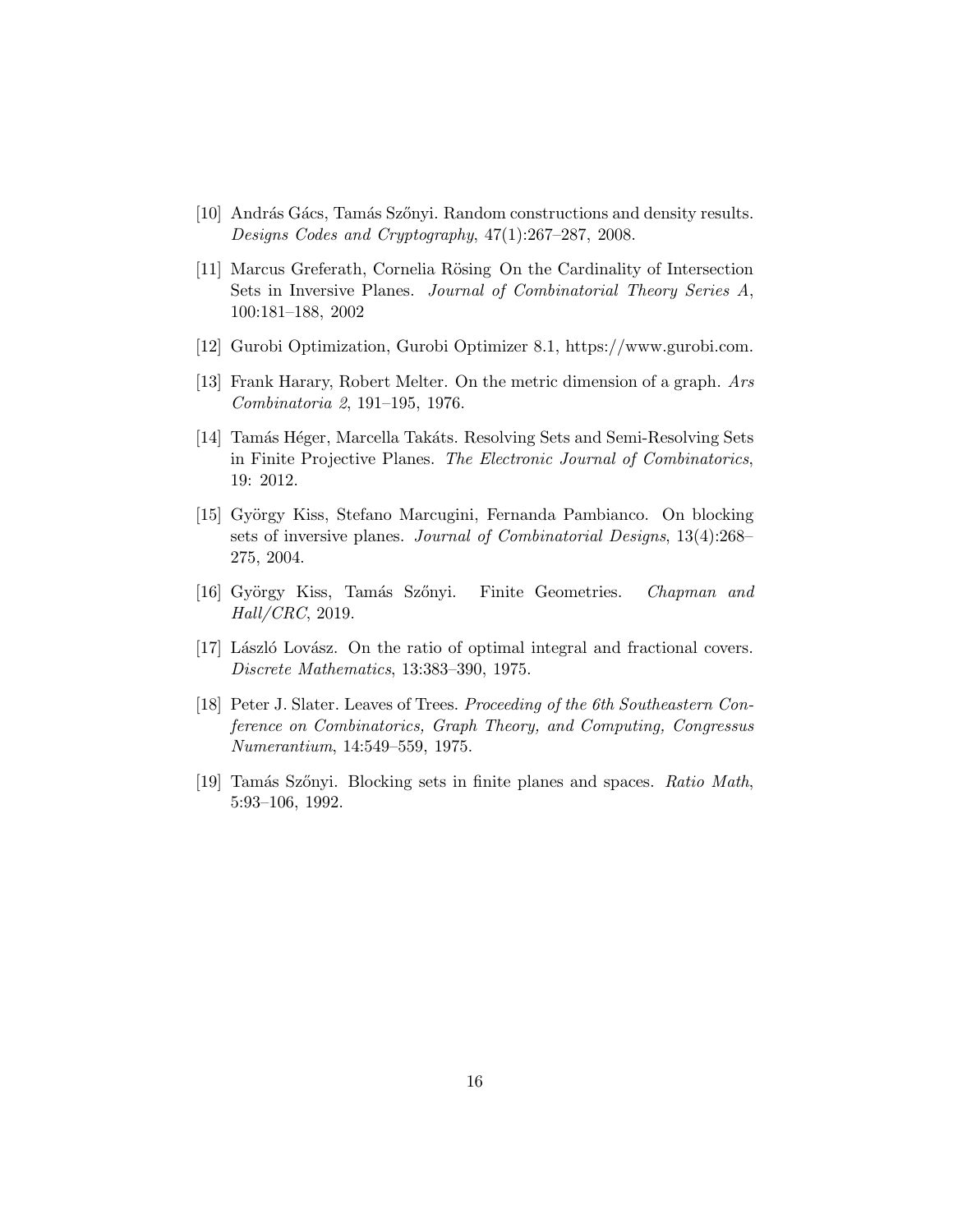[10] András Gács, Tamás Szőnyi. Random constructions and density results. *Designs Codes and Cryptography*, 47(1):267–287, 2008.

[11] Marcus Greferath, Cornelia Rösing On the Cardinality of Intersection Sets in Inversive Planes. *Journal of Combinatorial Theory Series A*, 100:181–188, 2002

[12] Gurobi Optimization, Gurobi Optimizer 8.1, https://www.gurobi.com.

[13] Frank Harary, Robert Melter. On the metric dimension of a graph. *Ars Combinatoria 2*, 191–195, 1976.

[14] Tamás Héger, Marcella Takáts. Resolving Sets and Semi-Resolving Sets in Finite Projective Planes. *The Electronic Journal of Combinatorics*, 19: 2012.

[15] György Kiss, Stefano Marcugini, Fernanda Pambianco. On blocking sets of inversive planes. *Journal of Combinatorial Designs*, 13(4):268–275, 2004.

[16] György Kiss, Tamás Szőnyi. Finite Geometries. *Chapman and Hall/CRC*, 2019.

[17] László Lovász. On the ratio of optimal integral and fractional covers. *Discrete Mathematics*, 13:383–390, 1975.

[18] Peter J. Slater. Leaves of Trees. *Proceeding of the 6th Southeastern Conference on Combinatorics, Graph Theory, and Computing, Congressus Numerantium*, 14:549–559, 1975.

[19] Tamás Szőnyi. Blocking sets in finite planes and spaces. *Ratio Math*, 5:93–106, 1992.